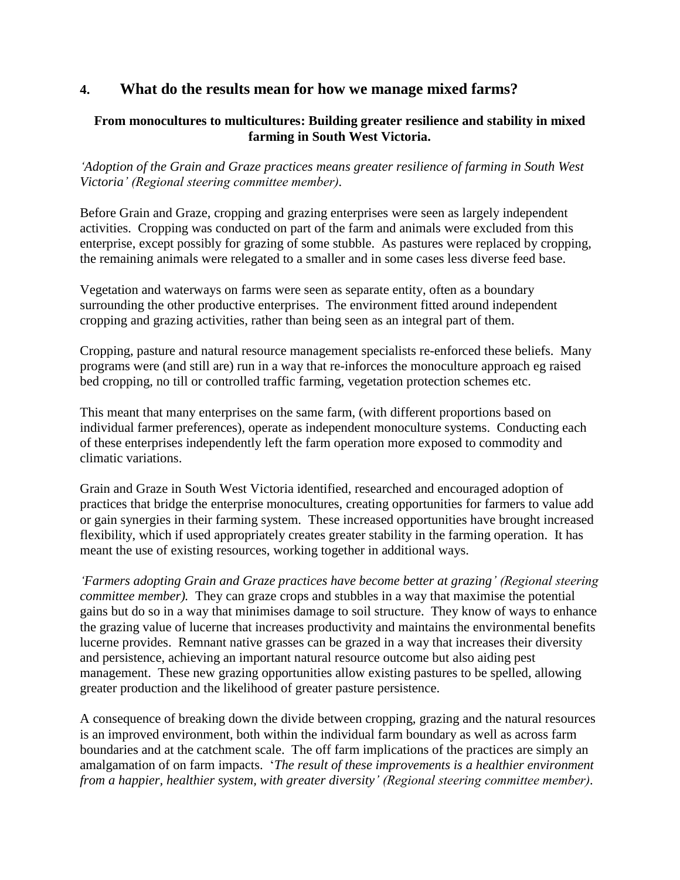## 4. What do the results mean for how we manage mixed farms?

### From monocultures to multicultures: Building greater resilience and stability in mixed farming in South West Victoria.

*'Adoption of the Grain and Graze practices means greater resilience of farming in South West Victoria' (Regional steering committee member).*

Before Grain and Graze, cropping and grazing enterprises were seen as largely independent activities. Cropping was conducted on part of the farm and animals were excluded from this enterprise, except possibly for grazing of some stubble. As pastures were replaced by cropping, the remaining animals were relegated to a smaller and in some cases less diverse feed base.

Vegetation and waterways on farms were seen as separate entity, often as a boundary surrounding the other productive enterprises. The environment fitted around independent cropping and grazing activities, rather than being seen as an integral part of them.

Cropping, pasture and natural resource management specialists re-enforced these beliefs. Many programs were (and still are) run in a way that re-inforces the monoculture approach eg raised bed cropping, no till or controlled traffic farming, vegetation protection schemes etc.

This meant that many enterprises on the same farm, (with different proportions based on individual farmer preferences), operate as independent monoculture systems. Conducting each of these enterprises independently left the farm operation more exposed to commodity and climatic variations.

Grain and Graze in South West Victoria identified, researched and encouraged adoption of practices that bridge the enterprise monocultures, creating opportunities for farmers to value add or gain synergies in their farming system. These increased opportunities have brought increased flexibility, which if used appropriately creates greater stability in the farming operation. It has meant the use of existing resources, working together in additional ways.

*'Farmers adopting Grain and Graze practices have become better at grazing' (Regional steering committee member).* They can graze crops and stubbles in a way that maximise the potential gains but do so in a way that minimises damage to soil structure. They know of ways to enhance the grazing value of lucerne that increases productivity and maintains the environmental benefits lucerne provides. Remnant native grasses can be grazed in a way that increases their diversity and persistence, achieving an important natural resource outcome but also aiding pest management. These new grazing opportunities allow existing pastures to be spelled, allowing greater production and the likelihood of greater pasture persistence.

A consequence of breaking down the divide between cropping, grazing and the natural resources is an improved environment, both within the individual farm boundary as well as across farm boundaries and at the catchment scale. The off farm implications of the practices are simply an amalgamation of on farm impacts. '*The result of these improvements is a healthier environment from a happier, healthier system, with greater diversity' (Regional steering committee member).*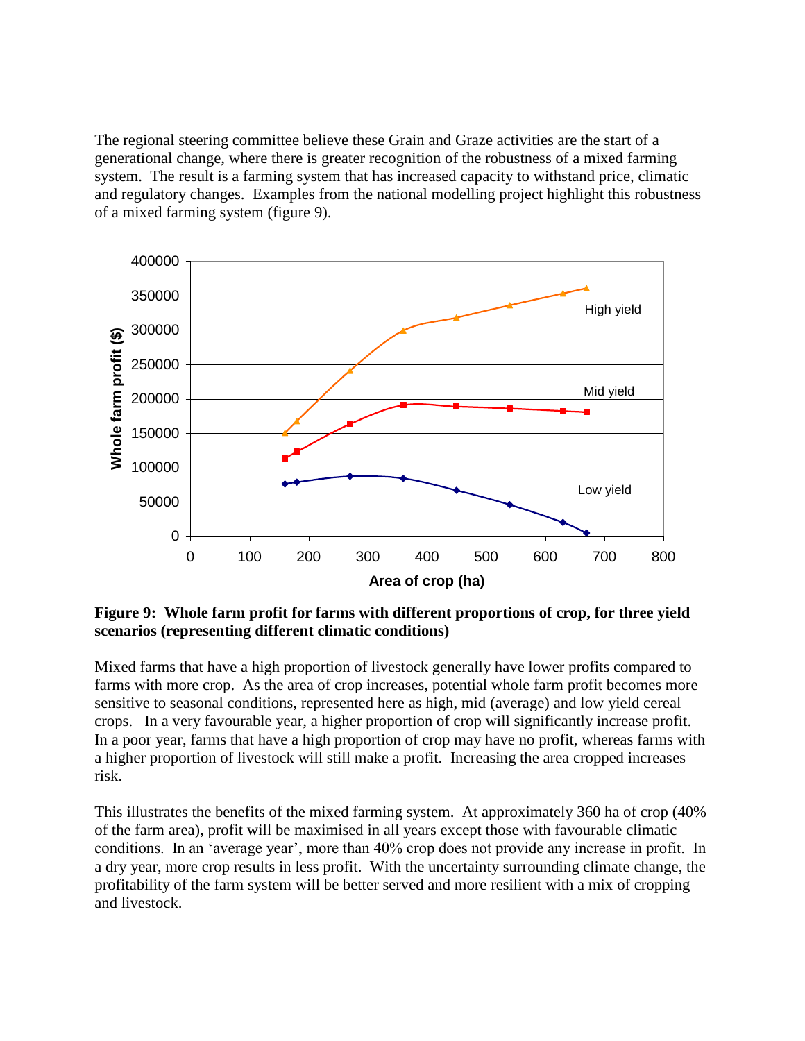The regional steering committee believe these Grain and Graze activities are the start of a generational change, where there is greater recognition of the robustness of a mixed farming system. The result is a farming system that has increased capacity to withstand price, climatic and regulatory changes. Examples from the national modelling project highlight this robustness of a mixed farming system (figure 9).

**Figure 9: Whole farm profit for farms with different proportions of crop, for three yield scenarios (representing different climatic conditions)**

Mixed farms that have a high proportion of livestock generally have lower profits compared to farms with more crop. As the area of crop increases, potential whole farm profit becomes more sensitive to seasonal conditions, represented here as high, mid (average) and low yield cereal crops. In a very favourable year, a higher proportion of crop will significantly increase profit. In a poor year, farms that have a high proportion of crop may have no profit, whereas farms with a higher proportion of livestock will still make a profit. Increasing the area cropped increases risk.

This illustrates the benefits of the mixed farming system. At approximately 360 ha of crop (40% of the farm area), profit will be maximised in all years except those with favourable climatic conditions. In an 'average year', more than 40% crop does not provide any increase in profit. In a dry year, more crop results in less profit. With the uncertainty surrounding climate change, the profitability of the farm system will be better served and more resilient with a mix of cropping and livestock.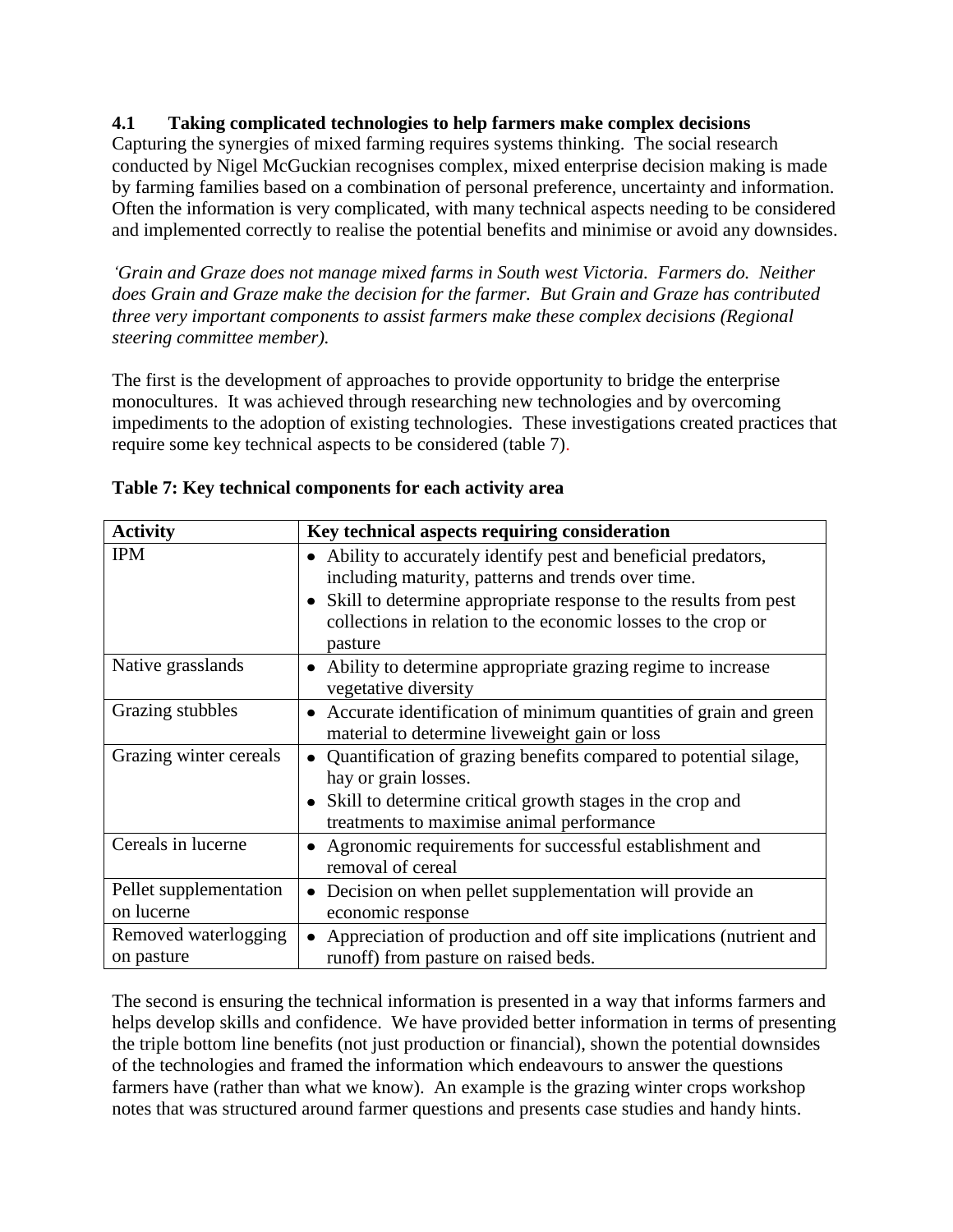### 4.1 Taking complicated technologies to help farmers make complex decisions

Capturing the synergies of mixed farming requires systems thinking. The social research conducted by Nigel McGuckian recognises complex, mixed enterprise decision making is made by farming families based on a combination of personal preference, uncertainty and information. Often the information is very complicated, with many technical aspects needing to be considered and implemented correctly to realise the potential benefits and minimise or avoid any downsides.

*'Grain and Graze does not manage mixed farms in South west Victoria. Farmers do. Neither does Grain and Graze make the decision for the farmer. But Grain and Graze has contributed three very important components to assist farmers make these complex decisions (Regional steering committee member).*

The first is the development of approaches to provide opportunity to bridge the enterprise monocultures. It was achieved through researching new technologies and by overcoming impediments to the adoption of existing technologies. These investigations created practices that require some key technical aspects to be considered (table 7).

**Table 7: Key technical components for each activity area**

| Activity | Key technical aspects requiring consideration |
|---|---|
| IPM | • Ability to accurately identify pest and beneficial predators, including maturity, patterns and trends over time.<br>• Skill to determine appropriate response to the results from pest collections in relation to the economic losses to the crop or pasture |
| Native grasslands | • Ability to determine appropriate grazing regime to increase vegetative diversity |
| Grazing stubbles | • Accurate identification of minimum quantities of grain and green material to determine liveweight gain or loss |
| Grazing winter cereals | • Quantification of grazing benefits compared to potential silage, hay or grain losses.<br>• Skill to determine critical growth stages in the crop and treatments to maximise animal performance |
| Cereals in lucerne | • Agronomic requirements for successful establishment and removal of cereal |
| Pellet supplementation on lucerne | • Decision on when pellet supplementation will provide an economic response |
| Removed waterlogging on pasture | • Appreciation of production and off site implications (nutrient and runoff) from pasture on raised beds. |

The second is ensuring the technical information is presented in a way that informs farmers and helps develop skills and confidence. We have provided better information in terms of presenting the triple bottom line benefits (not just production or financial), shown the potential downsides of the technologies and framed the information which endeavours to answer the questions farmers have (rather than what we know). An example is the grazing winter crops workshop notes that was structured around farmer questions and presents case studies and handy hints.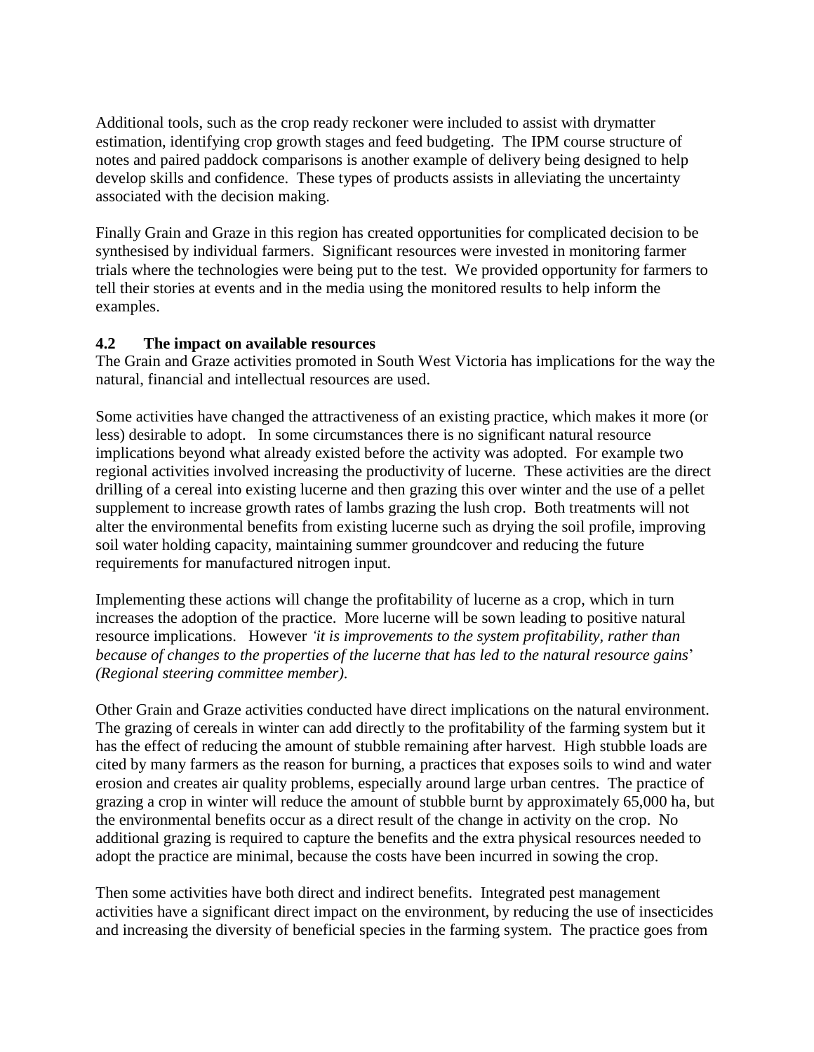Additional tools, such as the crop ready reckoner were included to assist with drymatter estimation, identifying crop growth stages and feed budgeting. The IPM course structure of notes and paired paddock comparisons is another example of delivery being designed to help develop skills and confidence. These types of products assists in alleviating the uncertainty associated with the decision making.

Finally Grain and Graze in this region has created opportunities for complicated decision to be synthesised by individual farmers. Significant resources were invested in monitoring farmer trials where the technologies were being put to the test. We provided opportunity for farmers to tell their stories at events and in the media using the monitored results to help inform the examples.

### 4.2 The impact on available resources

The Grain and Graze activities promoted in South West Victoria has implications for the way the natural, financial and intellectual resources are used.

Some activities have changed the attractiveness of an existing practice, which makes it more (or less) desirable to adopt. In some circumstances there is no significant natural resource implications beyond what already existed before the activity was adopted. For example two regional activities involved increasing the productivity of lucerne. These activities are the direct drilling of a cereal into existing lucerne and then grazing this over winter and the use of a pellet supplement to increase growth rates of lambs grazing the lush crop. Both treatments will not alter the environmental benefits from existing lucerne such as drying the soil profile, improving soil water holding capacity, maintaining summer groundcover and reducing the future requirements for manufactured nitrogen input.

Implementing these actions will change the profitability of lucerne as a crop, which in turn increases the adoption of the practice. More lucerne will be sown leading to positive natural resource implications. However *'it is improvements to the system profitability, rather than because of changes to the properties of the lucerne that has led to the natural resource gains' (Regional steering committee member).*

Other Grain and Graze activities conducted have direct implications on the natural environment. The grazing of cereals in winter can add directly to the profitability of the farming system but it has the effect of reducing the amount of stubble remaining after harvest. High stubble loads are cited by many farmers as the reason for burning, a practices that exposes soils to wind and water erosion and creates air quality problems, especially around large urban centres. The practice of grazing a crop in winter will reduce the amount of stubble burnt by approximately 65,000 ha, but the environmental benefits occur as a direct result of the change in activity on the crop. No additional grazing is required to capture the benefits and the extra physical resources needed to adopt the practice are minimal, because the costs have been incurred in sowing the crop.

Then some activities have both direct and indirect benefits. Integrated pest management activities have a significant direct impact on the environment, by reducing the use of insecticides and increasing the diversity of beneficial species in the farming system. The practice goes from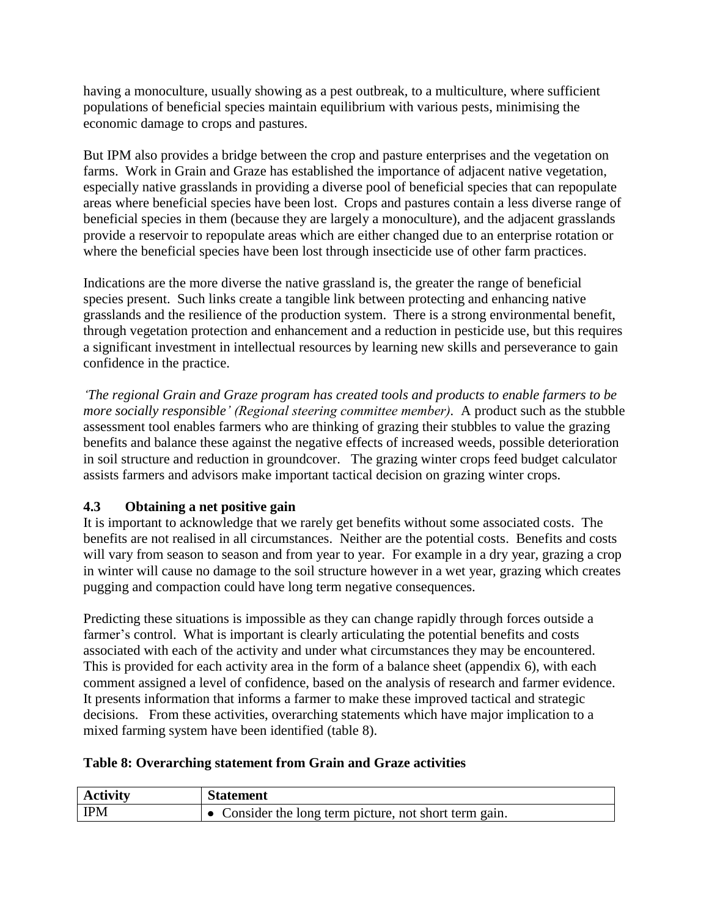having a monoculture, usually showing as a pest outbreak, to a multiculture, where sufficient populations of beneficial species maintain equilibrium with various pests, minimising the economic damage to crops and pastures.

But IPM also provides a bridge between the crop and pasture enterprises and the vegetation on farms. Work in Grain and Graze has established the importance of adjacent native vegetation, especially native grasslands in providing a diverse pool of beneficial species that can repopulate areas where beneficial species have been lost. Crops and pastures contain a less diverse range of beneficial species in them (because they are largely a monoculture), and the adjacent grasslands provide a reservoir to repopulate areas which are either changed due to an enterprise rotation or where the beneficial species have been lost through insecticide use of other farm practices.

Indications are the more diverse the native grassland is, the greater the range of beneficial species present. Such links create a tangible link between protecting and enhancing native grasslands and the resilience of the production system. There is a strong environmental benefit, through vegetation protection and enhancement and a reduction in pesticide use, but this requires a significant investment in intellectual resources by learning new skills and perseverance to gain confidence in the practice.

*'The regional Grain and Graze program has created tools and products to enable farmers to be more socially responsible' (Regional steering committee member)*. A product such as the stubble assessment tool enables farmers who are thinking of grazing their stubbles to value the grazing benefits and balance these against the negative effects of increased weeds, possible deterioration in soil structure and reduction in groundcover. The grazing winter crops feed budget calculator assists farmers and advisors make important tactical decision on grazing winter crops.

### 4.3 Obtaining a net positive gain

It is important to acknowledge that we rarely get benefits without some associated costs. The benefits are not realised in all circumstances. Neither are the potential costs. Benefits and costs will vary from season to season and from year to year. For example in a dry year, grazing a crop in winter will cause no damage to the soil structure however in a wet year, grazing which creates pugging and compaction could have long term negative consequences.

Predicting these situations is impossible as they can change rapidly through forces outside a farmer's control. What is important is clearly articulating the potential benefits and costs associated with each of the activity and under what circumstances they may be encountered. This is provided for each activity area in the form of a balance sheet (appendix 6), with each comment assigned a level of confidence, based on the analysis of research and farmer evidence. It presents information that informs a farmer to make these improved tactical and strategic decisions. From these activities, overarching statements which have major implication to a mixed farming system have been identified (table 8).

**Table 8: Overarching statement from Grain and Graze activities**

| Activity | Statement |
|---|---|
| IPM | • Consider the long term picture, not short term gain. |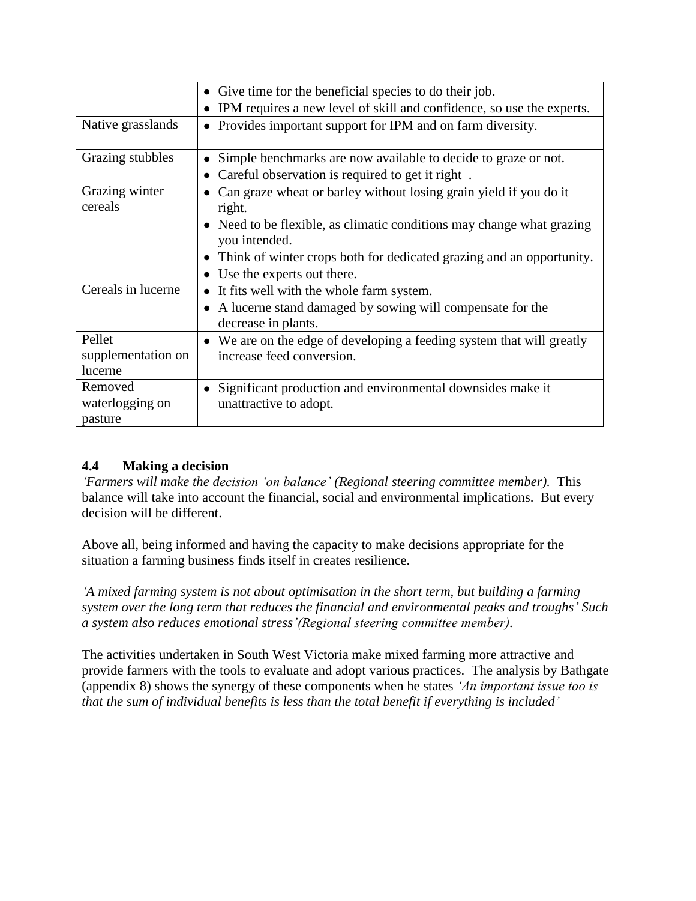| | |
|---|---|
| | • Give time for the beneficial species to do their job.<br>• IPM requires a new level of skill and confidence, so use the experts. |
| Native grasslands | • Provides important support for IPM and on farm diversity. |
| Grazing stubbles | • Simple benchmarks are now available to decide to graze or not.<br>• Careful observation is required to get it right . |
| Grazing winter cereals | • Can graze wheat or barley without losing grain yield if you do it right.<br>• Need to be flexible, as climatic conditions may change what grazing you intended.<br>• Think of winter crops both for dedicated grazing and an opportunity.<br>• Use the experts out there. |
| Cereals in lucerne | • It fits well with the whole farm system.<br>• A lucerne stand damaged by sowing will compensate for the decrease in plants. |
| Pellet supplementation on lucerne | • We are on the edge of developing a feeding system that will greatly increase feed conversion. |
| Removed waterlogging on pasture | • Significant production and environmental downsides make it unattractive to adopt. |

### 4.4 Making a decision

*'Farmers will make the decision 'on balance' (Regional steering committee member).* This balance will take into account the financial, social and environmental implications. But every decision will be different.

Above all, being informed and having the capacity to make decisions appropriate for the situation a farming business finds itself in creates resilience.

*'A mixed farming system is not about optimisation in the short term, but building a farming system over the long term that reduces the financial and environmental peaks and troughs' Such a system also reduces emotional stress'(Regional steering committee member).*

The activities undertaken in South West Victoria make mixed farming more attractive and provide farmers with the tools to evaluate and adopt various practices. The analysis by Bathgate (appendix 8) shows the synergy of these components when he states *'An important issue too is that the sum of individual benefits is less than the total benefit if everything is included'*